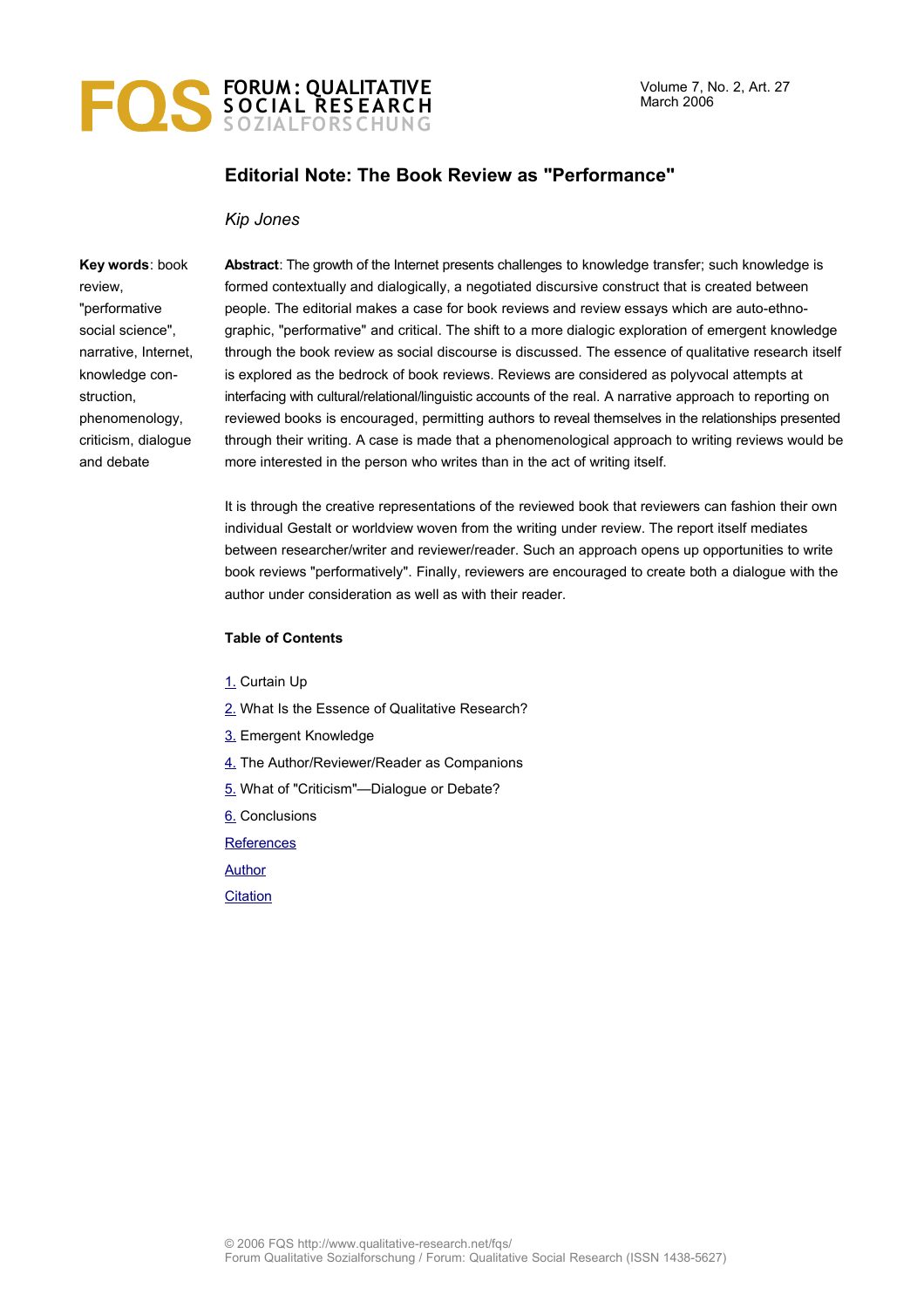# Editorial Note: The Book Review as "Performance"

*Kip Jones*

**Key words**: book review, "performative social science", narrative, Internet, knowledge construction, phenomenology, criticism, dialogue and debate

**Abstract**: The growth of the Internet presents challenges to knowledge transfer; such knowledge is formed contextually and dialogically, a negotiated discursive construct that is created between people. The editorial makes a case for book reviews and review essays which are auto-ethnographic, "performative" and critical. The shift to a more dialogic exploration of emergent knowledge through the book review as social discourse is discussed. The essence of qualitative research itself is explored as the bedrock of book reviews. Reviews are considered as polyvocal attempts at interfacing with cultural/relational/linguistic accounts of the real. A narrative approach to reporting on reviewed books is encouraged, permitting authors to reveal themselves in the relationships presented through their writing. A case is made that a phenomenological approach to writing reviews would be more interested in the person who writes than in the act of writing itself.

It is through the creative representations of the reviewed book that reviewers can fashion their own individual Gestalt or worldview woven from the writing under review. The report itself mediates between researcher/writer and reviewer/reader. Such an approach opens up opportunities to write book reviews "performatively". Finally, reviewers are encouraged to create both a dialogue with the author under consideration as well as with their reader.

**Table of Contents**

1. Curtain Up
2. What Is the Essence of Qualitative Research?
3. Emergent Knowledge
4. The Author/Reviewer/Reader as Companions
5. What of "Criticism"—Dialogue or Debate?
6. Conclusions

References

Author

Citation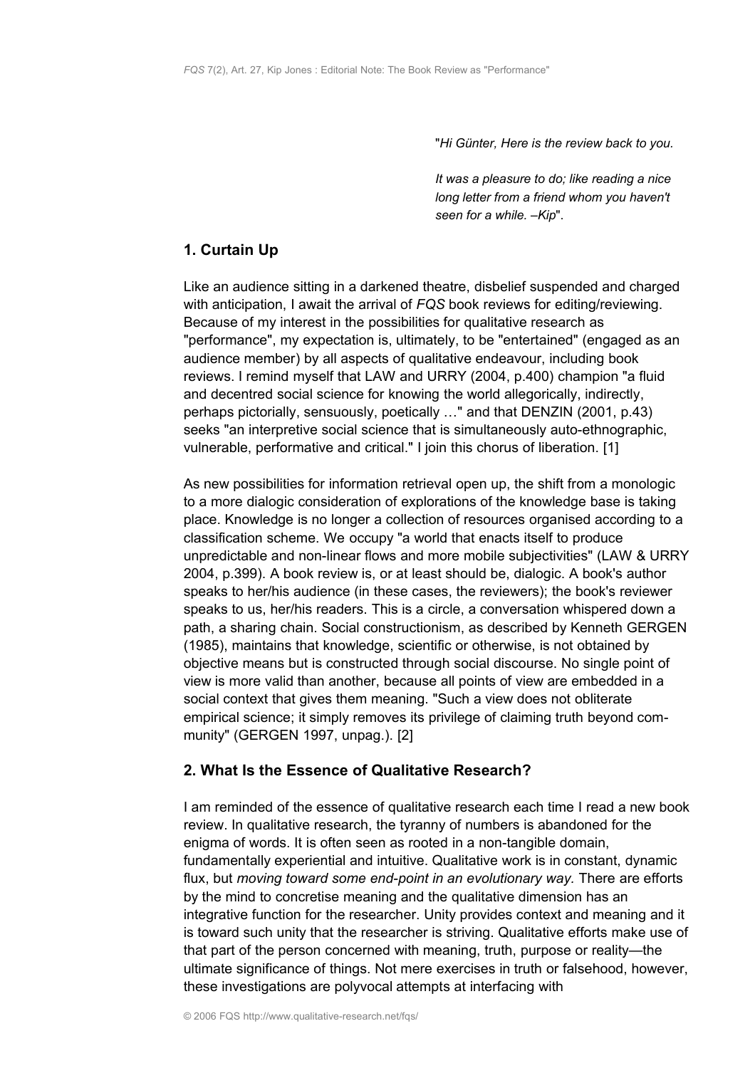"*Hi Günter, Here is the review back to you.*

*It was a pleasure to do; like reading a nice long letter from a friend whom you haven't seen for a while. –Kip*".

## 1. Curtain Up

Like an audience sitting in a darkened theatre, disbelief suspended and charged with anticipation, I await the arrival of *FQS* book reviews for editing/reviewing. Because of my interest in the possibilities for qualitative research as "performance", my expectation is, ultimately, to be "entertained" (engaged as an audience member) by all aspects of qualitative endeavour, including book reviews. I remind myself that LAW and URRY (2004, p.400) champion "a fluid and decentred social science for knowing the world allegorically, indirectly, perhaps pictorially, sensuously, poetically …" and that DENZIN (2001, p.43) seeks "an interpretive social science that is simultaneously auto-ethnographic, vulnerable, performative and critical." I join this chorus of liberation. [1]

As new possibilities for information retrieval open up, the shift from a monologic to a more dialogic consideration of explorations of the knowledge base is taking place. Knowledge is no longer a collection of resources organised according to a classification scheme. We occupy "a world that enacts itself to produce unpredictable and non-linear flows and more mobile subjectivities" (LAW & URRY 2004, p.399). A book review is, or at least should be, dialogic. A book's author speaks to her/his audience (in these cases, the reviewers); the book's reviewer speaks to us, her/his readers. This is a circle, a conversation whispered down a path, a sharing chain. Social constructionism, as described by Kenneth GERGEN (1985), maintains that knowledge, scientific or otherwise, is not obtained by objective means but is constructed through social discourse. No single point of view is more valid than another, because all points of view are embedded in a social context that gives them meaning. "Such a view does not obliterate empirical science; it simply removes its privilege of claiming truth beyond community" (GERGEN 1997, unpag.). [2]

## 2. What Is the Essence of Qualitative Research?

I am reminded of the essence of qualitative research each time I read a new book review. In qualitative research, the tyranny of numbers is abandoned for the enigma of words. It is often seen as rooted in a non-tangible domain, fundamentally experiential and intuitive. Qualitative work is in constant, dynamic flux, but *moving toward some end-point in an evolutionary way.* There are efforts by the mind to concretise meaning and the qualitative dimension has an integrative function for the researcher. Unity provides context and meaning and it is toward such unity that the researcher is striving. Qualitative efforts make use of that part of the person concerned with meaning, truth, purpose or reality—the ultimate significance of things. Not mere exercises in truth or falsehood, however, these investigations are polyvocal attempts at interfacing with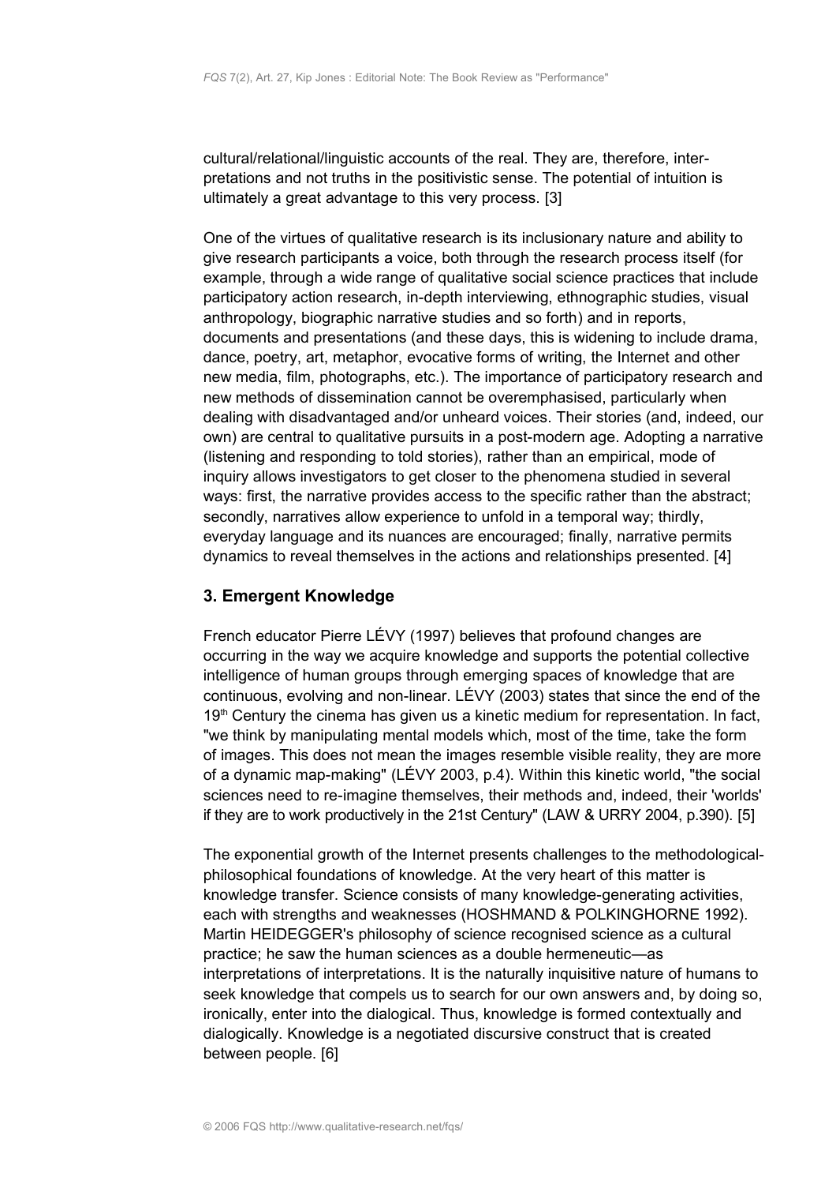cultural/relational/linguistic accounts of the real. They are, therefore, interpretations and not truths in the positivistic sense. The potential of intuition is ultimately a great advantage to this very process. [3]

One of the virtues of qualitative research is its inclusionary nature and ability to give research participants a voice, both through the research process itself (for example, through a wide range of qualitative social science practices that include participatory action research, in-depth interviewing, ethnographic studies, visual anthropology, biographic narrative studies and so forth) and in reports, documents and presentations (and these days, this is widening to include drama, dance, poetry, art, metaphor, evocative forms of writing, the Internet and other new media, film, photographs, etc.). The importance of participatory research and new methods of dissemination cannot be overemphasised, particularly when dealing with disadvantaged and/or unheard voices. Their stories (and, indeed, our own) are central to qualitative pursuits in a post-modern age. Adopting a narrative (listening and responding to told stories), rather than an empirical, mode of inquiry allows investigators to get closer to the phenomena studied in several ways: first, the narrative provides access to the specific rather than the abstract; secondly, narratives allow experience to unfold in a temporal way; thirdly, everyday language and its nuances are encouraged; finally, narrative permits dynamics to reveal themselves in the actions and relationships presented. [4]

## 3. Emergent Knowledge

French educator Pierre LÉVY (1997) believes that profound changes are occurring in the way we acquire knowledge and supports the potential collective intelligence of human groups through emerging spaces of knowledge that are continuous, evolving and non-linear. LÉVY (2003) states that since the end of the 19th Century the cinema has given us a kinetic medium for representation. In fact, "we think by manipulating mental models which, most of the time, take the form of images. This does not mean the images resemble visible reality, they are more of a dynamic map-making" (LÉVY 2003, p.4). Within this kinetic world, "the social sciences need to re-imagine themselves, their methods and, indeed, their 'worlds' if they are to work productively in the 21st Century" (LAW & URRY 2004, p.390). [5]

The exponential growth of the Internet presents challenges to the methodological-philosophical foundations of knowledge. At the very heart of this matter is knowledge transfer. Science consists of many knowledge-generating activities, each with strengths and weaknesses (HOSHMAND & POLKINGHORNE 1992). Martin HEIDEGGER's philosophy of science recognised science as a cultural practice; he saw the human sciences as a double hermeneutic—as interpretations of interpretations. It is the naturally inquisitive nature of humans to seek knowledge that compels us to search for our own answers and, by doing so, ironically, enter into the dialogical. Thus, knowledge is formed contextually and dialogically. Knowledge is a negotiated discursive construct that is created between people. [6]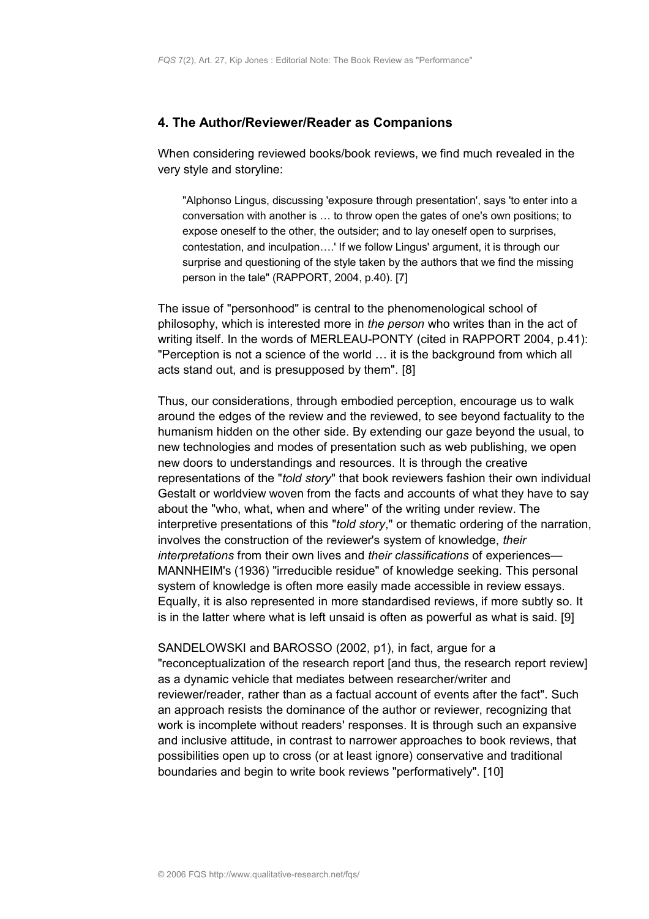## 4. The Author/Reviewer/Reader as Companions

When considering reviewed books/book reviews, we find much revealed in the very style and storyline:

> "Alphonso Lingus, discussing 'exposure through presentation', says 'to enter into a conversation with another is … to throw open the gates of one's own positions; to expose oneself to the other, the outsider; and to lay oneself open to surprises, contestation, and inculpation….' If we follow Lingus' argument, it is through our surprise and questioning of the style taken by the authors that we find the missing person in the tale" (RAPPORT, 2004, p.40). [7]

The issue of "personhood" is central to the phenomenological school of philosophy, which is interested more in *the person* who writes than in the act of writing itself. In the words of MERLEAU-PONTY (cited in RAPPORT 2004, p.41): "Perception is not a science of the world … it is the background from which all acts stand out, and is presupposed by them". [8]

Thus, our considerations, through embodied perception, encourage us to walk around the edges of the review and the reviewed, to see beyond factuality to the humanism hidden on the other side. By extending our gaze beyond the usual, to new technologies and modes of presentation such as web publishing, we open new doors to understandings and resources. It is through the creative representations of the "*told story*" that book reviewers fashion their own individual Gestalt or worldview woven from the facts and accounts of what they have to say about the "who, what, when and where" of the writing under review. The interpretive presentations of this "*told story*," or thematic ordering of the narration, involves the construction of the reviewer's system of knowledge, *their interpretations* from their own lives and *their classifications* of experiences—MANNHEIM's (1936) "irreducible residue" of knowledge seeking. This personal system of knowledge is often more easily made accessible in review essays. Equally, it is also represented in more standardised reviews, if more subtly so. It is in the latter where what is left unsaid is often as powerful as what is said. [9]

SANDELOWSKI and BAROSSO (2002, p1), in fact, argue for a "reconceptualization of the research report [and thus, the research report review] as a dynamic vehicle that mediates between researcher/writer and reviewer/reader, rather than as a factual account of events after the fact". Such an approach resists the dominance of the author or reviewer, recognizing that work is incomplete without readers' responses. It is through such an expansive and inclusive attitude, in contrast to narrower approaches to book reviews, that possibilities open up to cross (or at least ignore) conservative and traditional boundaries and begin to write book reviews "performatively". [10]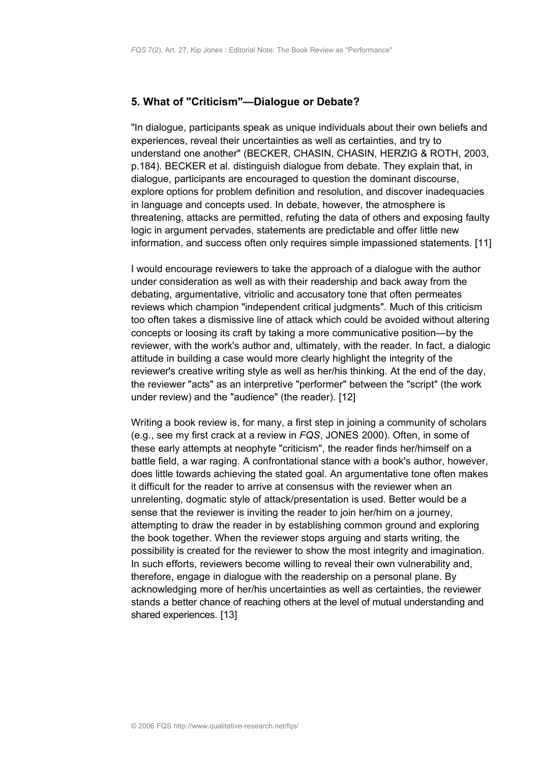## 5. What of "Criticism"—Dialogue or Debate?

"In dialogue, participants speak as unique individuals about their own beliefs and experiences, reveal their uncertainties as well as certainties, and try to understand one another" (BECKER, CHASIN, CHASIN, HERZIG & ROTH, 2003, p.184). BECKER et al. distinguish dialogue from debate. They explain that, in dialogue, participants are encouraged to question the dominant discourse, explore options for problem definition and resolution, and discover inadequacies in language and concepts used. In debate, however, the atmosphere is threatening, attacks are permitted, refuting the data of others and exposing faulty logic in argument pervades, statements are predictable and offer little new information, and success often only requires simple impassioned statements. [11]

I would encourage reviewers to take the approach of a dialogue with the author under consideration as well as with their readership and back away from the debating, argumentative, vitriolic and accusatory tone that often permeates reviews which champion "independent critical judgments". Much of this criticism too often takes a dismissive line of attack which could be avoided without altering concepts or loosing its craft by taking a more communicative position—by the reviewer, with the work's author and, ultimately, with the reader. In fact, a dialogic attitude in building a case would more clearly highlight the integrity of the reviewer's creative writing style as well as her/his thinking. At the end of the day, the reviewer "acts" as an interpretive "performer" between the "script" (the work under review) and the "audience" (the reader). [12]

Writing a book review is, for many, a first step in joining a community of scholars (e.g., see my first crack at a review in *FQS*, JONES 2000). Often, in some of these early attempts at neophyte "criticism", the reader finds her/himself on a battle field, a war raging. A confrontational stance with a book's author, however, does little towards achieving the stated goal. An argumentative tone often makes it difficult for the reader to arrive at consensus with the reviewer when an unrelenting, dogmatic style of attack/presentation is used. Better would be a sense that the reviewer is inviting the reader to join her/him on a journey, attempting to draw the reader in by establishing common ground and exploring the book together. When the reviewer stops arguing and starts writing, the possibility is created for the reviewer to show the most integrity and imagination. In such efforts, reviewers become willing to reveal their own vulnerability and, therefore, engage in dialogue with the readership on a personal plane. By acknowledging more of her/his uncertainties as well as certainties, the reviewer stands a better chance of reaching others at the level of mutual understanding and shared experiences. [13]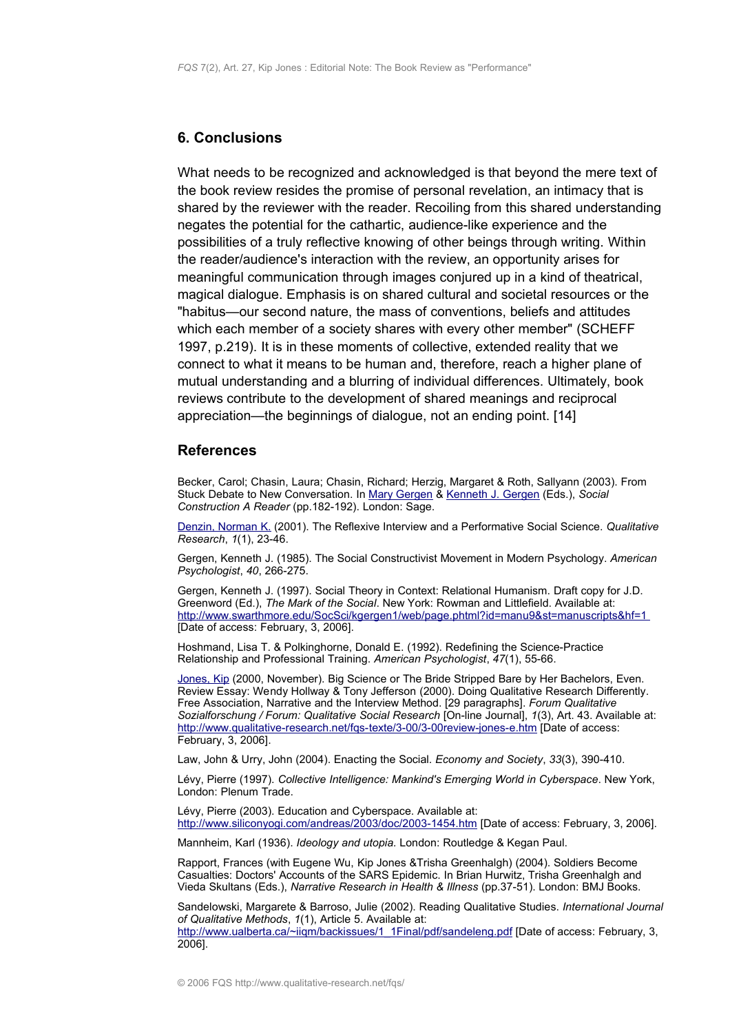## 6. Conclusions

What needs to be recognized and acknowledged is that beyond the mere text of the book review resides the promise of personal revelation, an intimacy that is shared by the reviewer with the reader. Recoiling from this shared understanding negates the potential for the cathartic, audience-like experience and the possibilities of a truly reflective knowing of other beings through writing. Within the reader/audience's interaction with the review, an opportunity arises for meaningful communication through images conjured up in a kind of theatrical, magical dialogue. Emphasis is on shared cultural and societal resources or the "habitus—our second nature, the mass of conventions, beliefs and attitudes which each member of a society shares with every other member" (SCHEFF 1997, p.219). It is in these moments of collective, extended reality that we connect to what it means to be human and, therefore, reach a higher plane of mutual understanding and a blurring of individual differences. Ultimately, book reviews contribute to the development of shared meanings and reciprocal appreciation—the beginnings of dialogue, not an ending point. [14]

## References

Becker, Carol; Chasin, Laura; Chasin, Richard; Herzig, Margaret & Roth, Sallyann (2003). From Stuck Debate to New Conversation. In Mary Gergen & Kenneth J. Gergen (Eds.), *Social Construction A Reader* (pp.182-192). London: Sage.

Denzin, Norman K. (2001). The Reflexive Interview and a Performative Social Science. *Qualitative Research*, *1*(1), 23-46.

Gergen, Kenneth J. (1985). The Social Constructivist Movement in Modern Psychology. *American Psychologist*, *40*, 266-275.

Gergen, Kenneth J. (1997). Social Theory in Context: Relational Humanism. Draft copy for J.D. Greenword (Ed.), *The Mark of the Social*. New York: Rowman and Littlefield. Available at: http://www.swarthmore.edu/SocSci/kgergen1/web/page.phtml?id=manu9&st=manuscripts&hf=1 [Date of access: February, 3, 2006].

Hoshmand, Lisa T. & Polkinghorne, Donald E. (1992). Redefining the Science-Practice Relationship and Professional Training. *American Psychologist*, *47*(1), 55-66.

Jones, Kip (2000, November). Big Science or The Bride Stripped Bare by Her Bachelors, Even. Review Essay: Wendy Hollway & Tony Jefferson (2000). Doing Qualitative Research Differently. Free Association, Narrative and the Interview Method. [29 paragraphs]. *Forum Qualitative Sozialforschung / Forum: Qualitative Social Research* [On-line Journal], *1*(3), Art. 43. Available at: http://www.qualitative-research.net/fqs-texte/3-00/3-00review-jones-e.htm [Date of access: February, 3, 2006].

Law, John & Urry, John (2004). Enacting the Social. *Economy and Society*, *33*(3), 390-410.

Lévy, Pierre (1997). *Collective Intelligence: Mankind's Emerging World in Cyberspace*. New York, London: Plenum Trade.

Lévy, Pierre (2003). Education and Cyberspace. Available at: http://www.siliconyogi.com/andreas/2003/doc/2003-1454.htm [Date of access: February, 3, 2006].

Mannheim, Karl (1936). *Ideology and utopia.* London: Routledge & Kegan Paul.

Rapport, Frances (with Eugene Wu, Kip Jones &Trisha Greenhalgh) (2004). Soldiers Become Casualties: Doctors' Accounts of the SARS Epidemic. In Brian Hurwitz, Trisha Greenhalgh and Vieda Skultans (Eds.), *Narrative Research in Health & Illness* (pp.37-51). London: BMJ Books.

Sandelowski, Margarete & Barroso, Julie (2002). Reading Qualitative Studies. *International Journal of Qualitative Methods*, *1*(1), Article 5. Available at: http://www.ualberta.ca/~iiqm/backissues/1_1Final/pdf/sandeleng.pdf [Date of access: February, 3, 2006].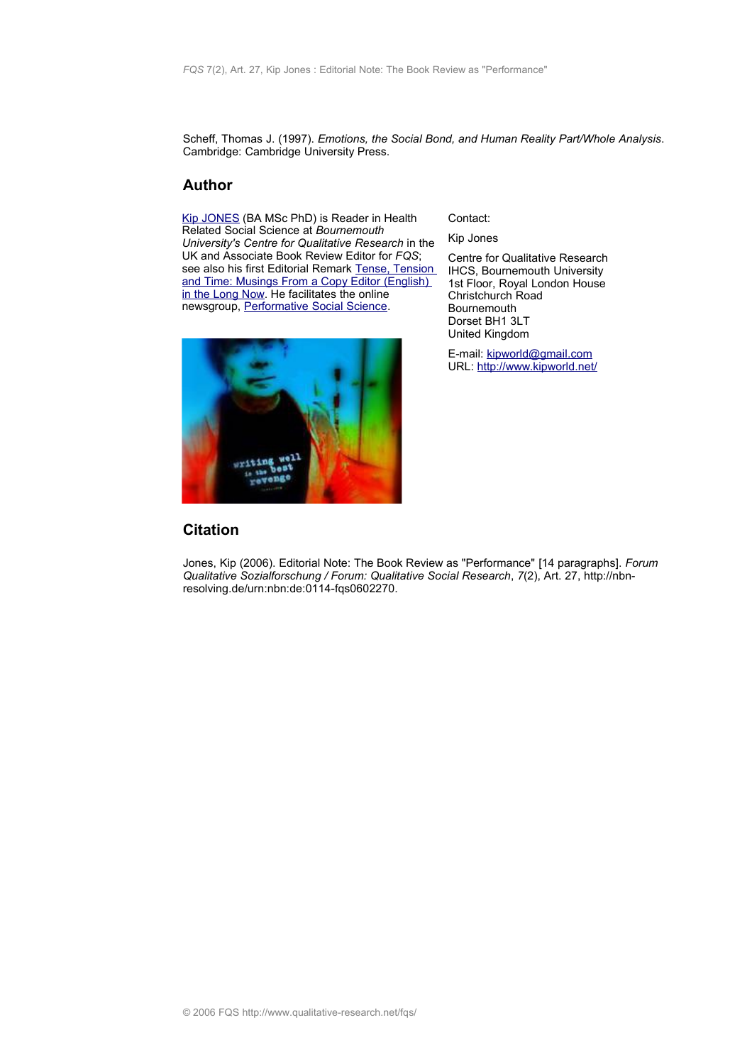Scheff, Thomas J. (1997). *Emotions, the Social Bond, and Human Reality Part/Whole Analysis*. Cambridge: Cambridge University Press.

## Author

Kip JONES (BA MSc PhD) is Reader in Health Related Social Science at *Bournemouth University's Centre for Qualitative Research* in the UK and Associate Book Review Editor for *FQS*; see also his first Editorial Remark Tense, Tension and Time: Musings From a Copy Editor (English) in the Long Now. He facilitates the online newsgroup, Performative Social Science.

Contact:

Kip Jones

Centre for Qualitative Research
IHCS, Bournemouth University
1st Floor, Royal London House
Christchurch Road
Bournemouth
Dorset BH1 3LT
United Kingdom

E-mail: kipworld@gmail.com
URL: http://www.kipworld.net/

## Citation

Jones, Kip (2006). Editorial Note: The Book Review as "Performance" [14 paragraphs]. *Forum Qualitative Sozialforschung / Forum: Qualitative Social Research*, *7*(2), Art. 27, http://nbn-resolving.de/urn:nbn:de:0114-fqs0602270.